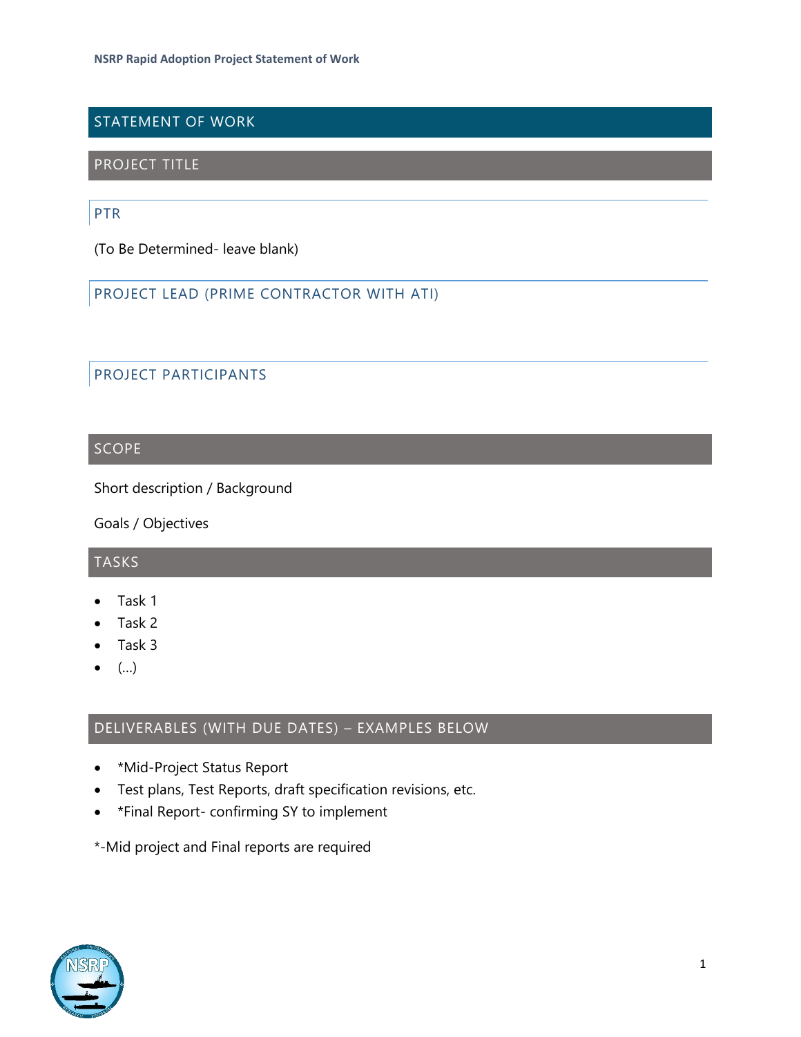# STATEMENT OF WORK

## PROJECT TITLE

### PTR

(To Be Determined- leave blank)

### PROJECT LEAD (PRIME CONTRACTOR WITH ATI)

### PROJECT PARTICIPANTS

## SCOPE

Short description / Background

Goals / Objectives

## TASKS

- Task 1
- Task 2
- Task 3
- (…)

## DELIVERABLES (WITH DUE DATES) – EXAMPLES BELOW

- *Mid-Project Status Report
- Test plans, Test Reports, draft specification revisions, etc.
- *Final Report- confirming SY to implement

*-Mid project and Final reports are required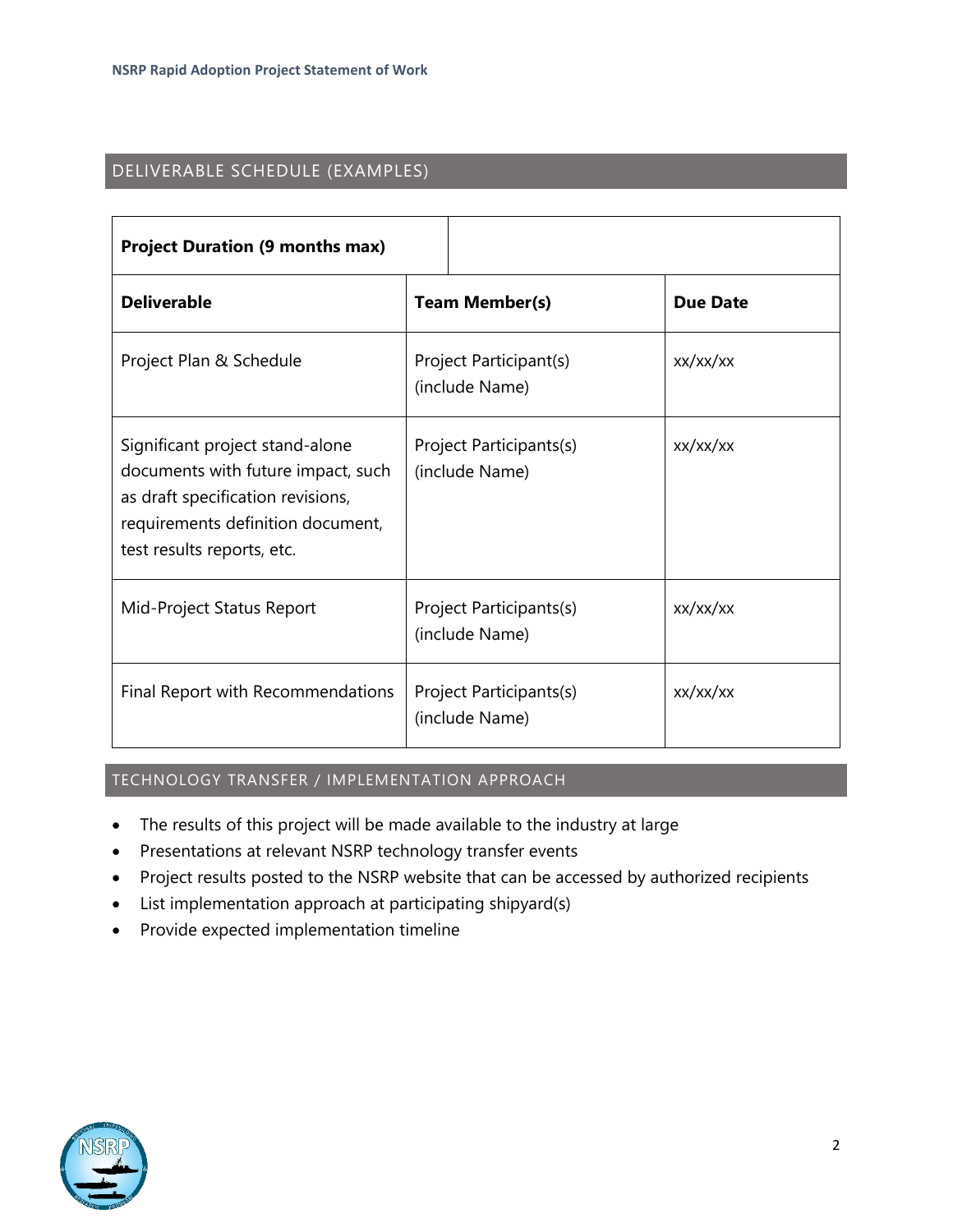## DELIVERABLE SCHEDULE (EXAMPLES)

| **Project Duration (9 months max)** | | |
|---|---|---|
| **Deliverable** | **Team Member(s)** | **Due Date** |
| Project Plan & Schedule | Project Participant(s) (include Name) | xx/xx/xx |
| Significant project stand-alone documents with future impact, such as draft specification revisions, requirements definition document, test results reports, etc. | Project Participants(s) (include Name) | xx/xx/xx |
| Mid-Project Status Report | Project Participants(s) (include Name) | xx/xx/xx |
| Final Report with Recommendations | Project Participants(s) (include Name) | xx/xx/xx |

## TECHNOLOGY TRANSFER / IMPLEMENTATION APPROACH

- The results of this project will be made available to the industry at large
- Presentations at relevant NSRP technology transfer events
- Project results posted to the NSRP website that can be accessed by authorized recipients
- List implementation approach at participating shipyard(s)
- Provide expected implementation timeline